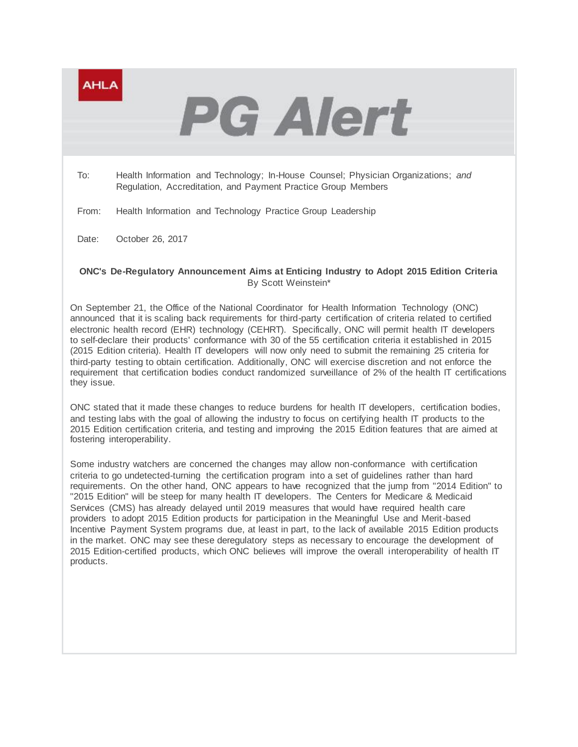AHLA

# PG Alert

To: Health Information and Technology; In-House Counsel; Physician Organizations; *and* Regulation, Accreditation, and Payment Practice Group Members

From: Health Information and Technology Practice Group Leadership

Date: October 26, 2017

**ONC's De-Regulatory Announcement Aims at Enticing Industry to Adopt 2015 Edition Criteria**
By Scott Weinstein*

On September 21, the Office of the National Coordinator for Health Information Technology (ONC) announced that it is scaling back requirements for third-party certification of criteria related to certified electronic health record (EHR) technology (CEHRT). Specifically, ONC will permit health IT developers to self-declare their products' conformance with 30 of the 55 certification criteria it established in 2015 (2015 Edition criteria). Health IT developers will now only need to submit the remaining 25 criteria for third-party testing to obtain certification. Additionally, ONC will exercise discretion and not enforce the requirement that certification bodies conduct randomized surveillance of 2% of the health IT certifications they issue.

ONC stated that it made these changes to reduce burdens for health IT developers, certification bodies, and testing labs with the goal of allowing the industry to focus on certifying health IT products to the 2015 Edition certification criteria, and testing and improving the 2015 Edition features that are aimed at fostering interoperability.

Some industry watchers are concerned the changes may allow non-conformance with certification criteria to go undetected-turning the certification program into a set of guidelines rather than hard requirements. On the other hand, ONC appears to have recognized that the jump from "2014 Edition" to "2015 Edition" will be steep for many health IT developers. The Centers for Medicare & Medicaid Services (CMS) has already delayed until 2019 measures that would have required health care providers to adopt 2015 Edition products for participation in the Meaningful Use and Merit-based Incentive Payment System programs due, at least in part, to the lack of available 2015 Edition products in the market. ONC may see these deregulatory steps as necessary to encourage the development of 2015 Edition-certified products, which ONC believes will improve the overall interoperability of health IT products.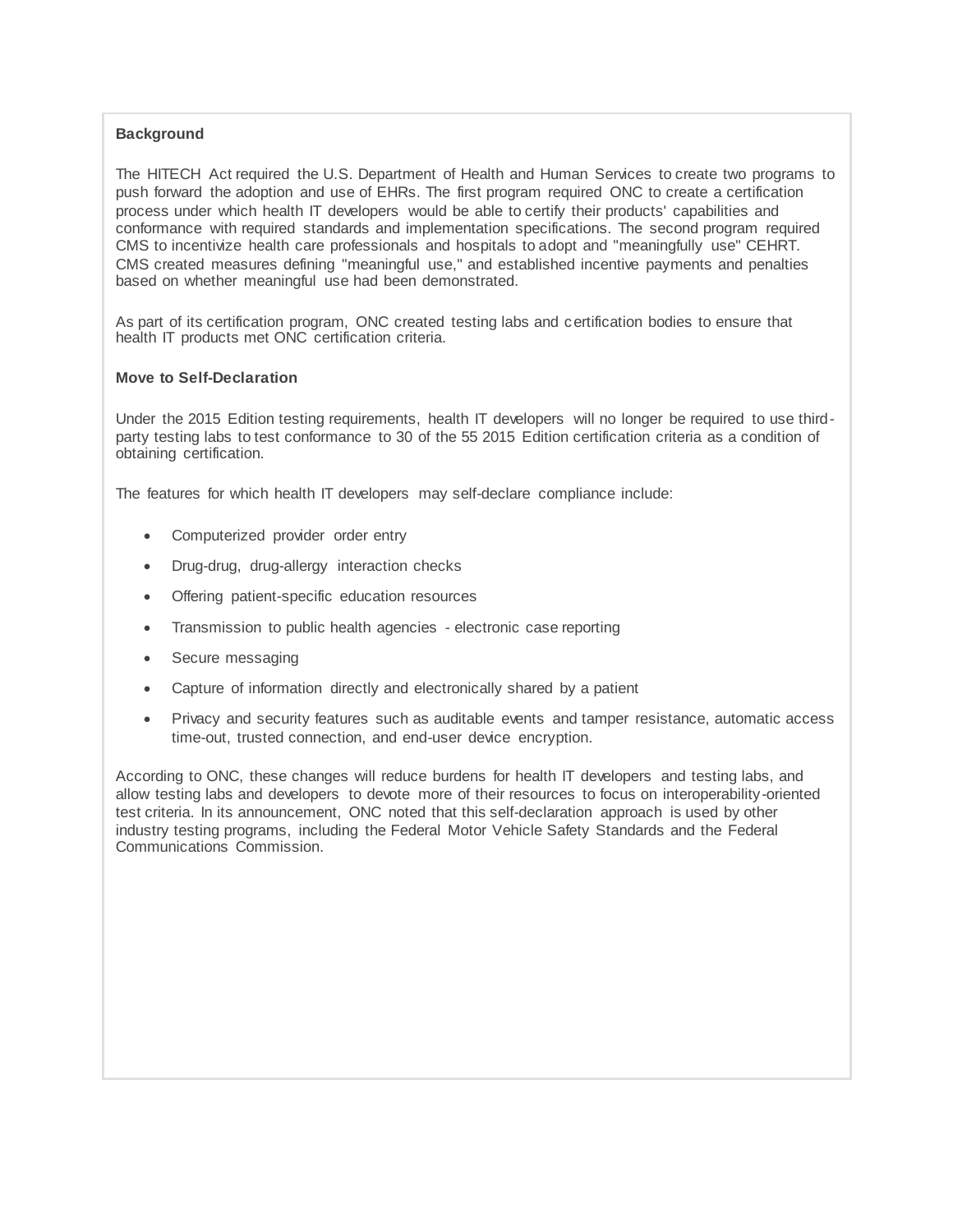**Background**

The HITECH Act required the U.S. Department of Health and Human Services to create two programs to push forward the adoption and use of EHRs. The first program required ONC to create a certification process under which health IT developers would be able to certify their products' capabilities and conformance with required standards and implementation specifications. The second program required CMS to incentivize health care professionals and hospitals to adopt and "meaningfully use" CEHRT. CMS created measures defining "meaningful use," and established incentive payments and penalties based on whether meaningful use had been demonstrated.

As part of its certification program, ONC created testing labs and certification bodies to ensure that health IT products met ONC certification criteria.

**Move to Self-Declaration**

Under the 2015 Edition testing requirements, health IT developers will no longer be required to use third-party testing labs to test conformance to 30 of the 55 2015 Edition certification criteria as a condition of obtaining certification.

The features for which health IT developers may self-declare compliance include:

- Computerized provider order entry
- Drug-drug, drug-allergy interaction checks
- Offering patient-specific education resources
- Transmission to public health agencies - electronic case reporting
- Secure messaging
- Capture of information directly and electronically shared by a patient
- Privacy and security features such as auditable events and tamper resistance, automatic access time-out, trusted connection, and end-user device encryption.

According to ONC, these changes will reduce burdens for health IT developers and testing labs, and allow testing labs and developers to devote more of their resources to focus on interoperability-oriented test criteria. In its announcement, ONC noted that this self-declaration approach is used by other industry testing programs, including the Federal Motor Vehicle Safety Standards and the Federal Communications Commission.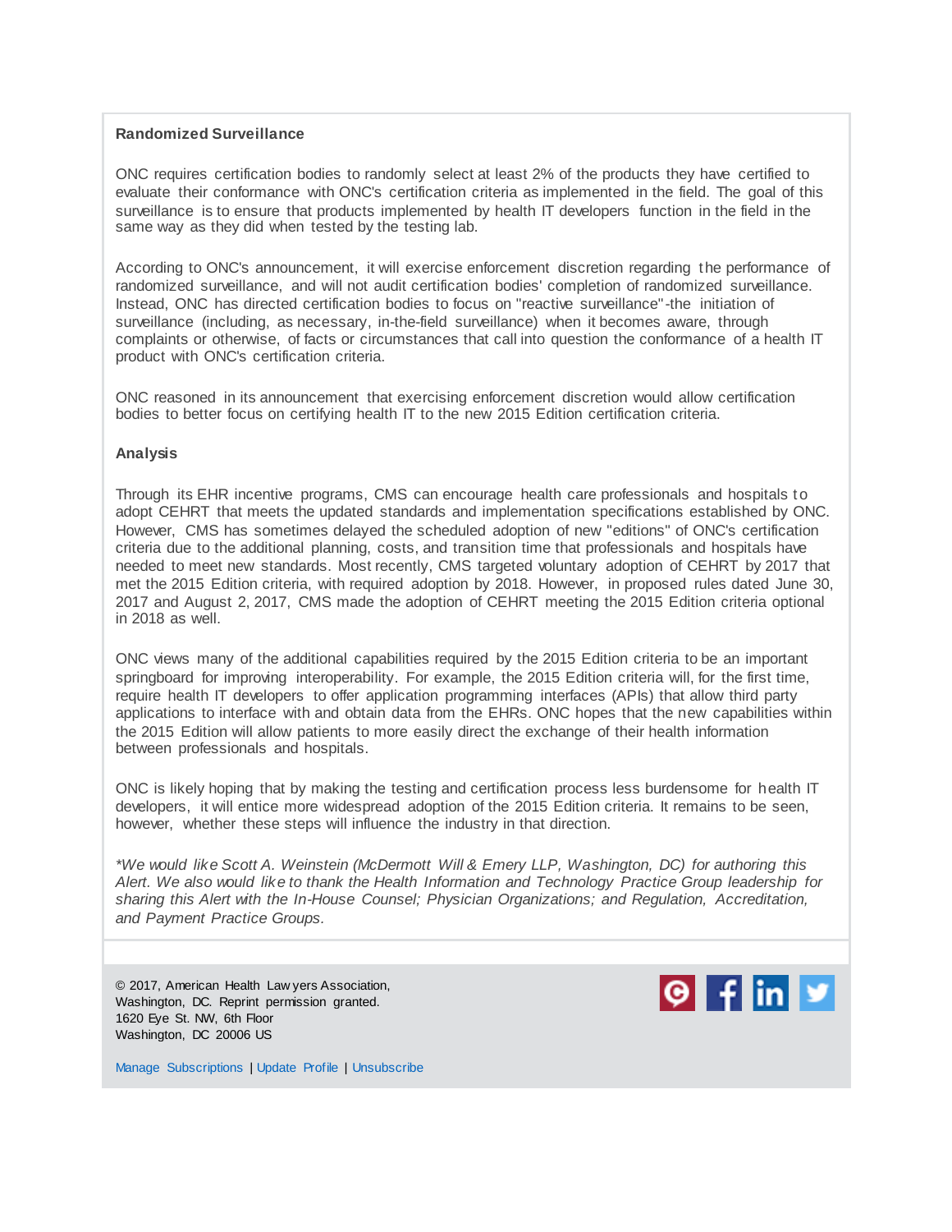**Randomized Surveillance**

ONC requires certification bodies to randomly select at least 2% of the products they have certified to evaluate their conformance with ONC's certification criteria as implemented in the field. The goal of this surveillance is to ensure that products implemented by health IT developers function in the field in the same way as they did when tested by the testing lab.

According to ONC's announcement, it will exercise enforcement discretion regarding the performance of randomized surveillance, and will not audit certification bodies' completion of randomized surveillance. Instead, ONC has directed certification bodies to focus on "reactive surveillance"-the initiation of surveillance (including, as necessary, in-the-field surveillance) when it becomes aware, through complaints or otherwise, of facts or circumstances that call into question the conformance of a health IT product with ONC's certification criteria.

ONC reasoned in its announcement that exercising enforcement discretion would allow certification bodies to better focus on certifying health IT to the new 2015 Edition certification criteria.

**Analysis**

Through its EHR incentive programs, CMS can encourage health care professionals and hospitals to adopt CEHRT that meets the updated standards and implementation specifications established by ONC. However, CMS has sometimes delayed the scheduled adoption of new "editions" of ONC's certification criteria due to the additional planning, costs, and transition time that professionals and hospitals have needed to meet new standards. Most recently, CMS targeted voluntary adoption of CEHRT by 2017 that met the 2015 Edition criteria, with required adoption by 2018. However, in proposed rules dated June 30, 2017 and August 2, 2017, CMS made the adoption of CEHRT meeting the 2015 Edition criteria optional in 2018 as well.

ONC views many of the additional capabilities required by the 2015 Edition criteria to be an important springboard for improving interoperability. For example, the 2015 Edition criteria will, for the first time, require health IT developers to offer application programming interfaces (APIs) that allow third party applications to interface with and obtain data from the EHRs. ONC hopes that the new capabilities within the 2015 Edition will allow patients to more easily direct the exchange of their health information between professionals and hospitals.

ONC is likely hoping that by making the testing and certification process less burdensome for health IT developers, it will entice more widespread adoption of the 2015 Edition criteria. It remains to be seen, however, whether these steps will influence the industry in that direction.

*\*We would like Scott A. Weinstein (McDermott Will & Emery LLP, Washington, DC) for authoring this Alert. We also would like to thank the Health Information and Technology Practice Group leadership for sharing this Alert with the In-House Counsel; Physician Organizations; and Regulation, Accreditation, and Payment Practice Groups.*

© 2017, American Health Lawyers Association,
Washington, DC. Reprint permission granted.
1620 Eye St. NW, 6th Floor
Washington, DC 20006 US

Manage Subscriptions | Update Profile | Unsubscribe